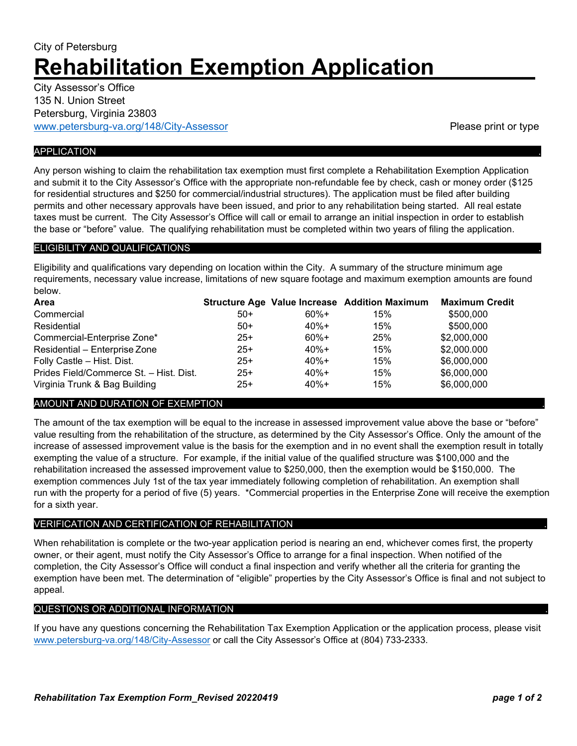City of Petersburg

# Rehabilitation Exemption Application

City Assessor's Office
135 N. Union Street
Petersburg, Virginia 23803
www.petersburg-va.org/148/City-Assessor

Please print or type

## APPLICATION

Any person wishing to claim the rehabilitation tax exemption must first complete a Rehabilitation Exemption Application and submit it to the City Assessor's Office with the appropriate non-refundable fee by check, cash or money order ($125 for residential structures and $250 for commercial/industrial structures). The application must be filed after building permits and other necessary approvals have been issued, and prior to any rehabilitation being started. All real estate taxes must be current. The City Assessor's Office will call or email to arrange an initial inspection in order to establish the base or "before" value. The qualifying rehabilitation must be completed within two years of filing the application.

## ELIGIBILITY AND QUALIFICATIONS

Eligibility and qualifications vary depending on location within the City. A summary of the structure minimum age requirements, necessary value increase, limitations of new square footage and maximum exemption amounts are found below.

| Area | Structure Age | Value Increase | Addition Maximum | Maximum Credit |
|---|---|---|---|---|
| Commercial | 50+ | 60%+ | 15% | $500,000 |
| Residential | 50+ | 40%+ | 15% | $500,000 |
| Commercial-Enterprise Zone* | 25+ | 60%+ | 25% | $2,000,000 |
| Residential – Enterprise Zone | 25+ | 40%+ | 15% | $2,000.000 |
| Folly Castle – Hist. Dist. | 25+ | 40%+ | 15% | $6,000,000 |
| Prides Field/Commerce St. – Hist. Dist. | 25+ | 40%+ | 15% | $6,000,000 |
| Virginia Trunk & Bag Building | 25+ | 40%+ | 15% | $6,000,000 |

## AMOUNT AND DURATION OF EXEMPTION

The amount of the tax exemption will be equal to the increase in assessed improvement value above the base or "before" value resulting from the rehabilitation of the structure, as determined by the City Assessor's Office. Only the amount of the increase of assessed improvement value is the basis for the exemption and in no event shall the exemption result in totally exempting the value of a structure. For example, if the initial value of the qualified structure was $100,000 and the rehabilitation increased the assessed improvement value to $250,000, then the exemption would be $150,000. The exemption commences July 1st of the tax year immediately following completion of rehabilitation. An exemption shall run with the property for a period of five (5) years. *Commercial properties in the Enterprise Zone will receive the exemption for a sixth year.

## VERIFICATION AND CERTIFICATION OF REHABILITATION

When rehabilitation is complete or the two-year application period is nearing an end, whichever comes first, the property owner, or their agent, must notify the City Assessor's Office to arrange for a final inspection. When notified of the completion, the City Assessor's Office will conduct a final inspection and verify whether all the criteria for granting the exemption have been met. The determination of "eligible" properties by the City Assessor's Office is final and not subject to appeal.

## QUESTIONS OR ADDITIONAL INFORMATION

If you have any questions concerning the Rehabilitation Tax Exemption Application or the application process, please visit www.petersburg-va.org/148/City-Assessor or call the City Assessor's Office at (804) 733-2333.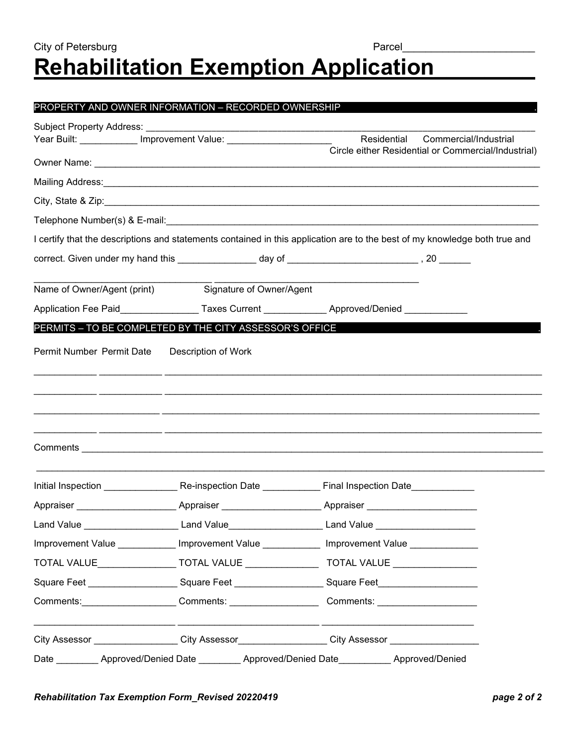City of Petersburg Parcel______________________

# Rehabilitation Exemption Application

## PROPERTY AND OWNER INFORMATION – RECORDED OWNERSHIP

Subject Property Address: ______________________________________________________________________

Year Built: ___________ Improvement Value: ____________________ Residential Commercial/Industrial
Circle either Residential or Commercial/Industrial)

Owner Name: ______________________________________________________________________________

Mailing Address:____________________________________________________________________________

City, State & Zip:___________________________________________________________________________

Telephone Number(s) & E-mail:_______________________________________________________________

I certify that the descriptions and statements contained in this application are to the best of my knowledge both true and correct. Given under my hand this _______________ day of _________________________ , 20 ______

_________________________________ ________________________________________

Name of Owner/Agent (print) Signature of Owner/Agent

Application Fee Paid_______________ Taxes Current ____________ Approved/Denied ____________

## PERMITS – TO BE COMPLETED BY THE CITY ASSESSOR'S OFFICE

| Permit Number | Permit Date | Description of Work |
|---|---|---|
| | | |
| | | |
| | | |
| | | |

Comments ___________________________________________________________________________________

______________________________________________________________________________________________

| | | |
|---|---|---|
| Initial Inspection ______________ | Re-inspection Date ___________ | Final Inspection Date____________ |
| Appraiser ___________________ | Appraiser __________________ | Appraiser ____________________ |
| Land Value __________________ | Land Value__________________ | Land Value ___________________ |
| Improvement Value ___________ | Improvement Value ___________ | Improvement Value _____________ |
| TOTAL VALUE_______________ | TOTAL VALUE ______________ | TOTAL VALUE ________________ |
| Square Feet _________________ | Square Feet _________________ | Square Feet___________________ |
| Comments:__________________ | Comments: _________________ | Comments: ___________________ |
| ___________________________ | ___________________________ | ____________________________ |
| City Assessor ________________ | City Assessor_________________ | City Assessor _________________ |
| Date ________ Approved/Denied | Date ________ Approved/Denied | Date__________ Approved/Denied |

*Rehabilitation Tax Exemption Form_Revised 20220419*